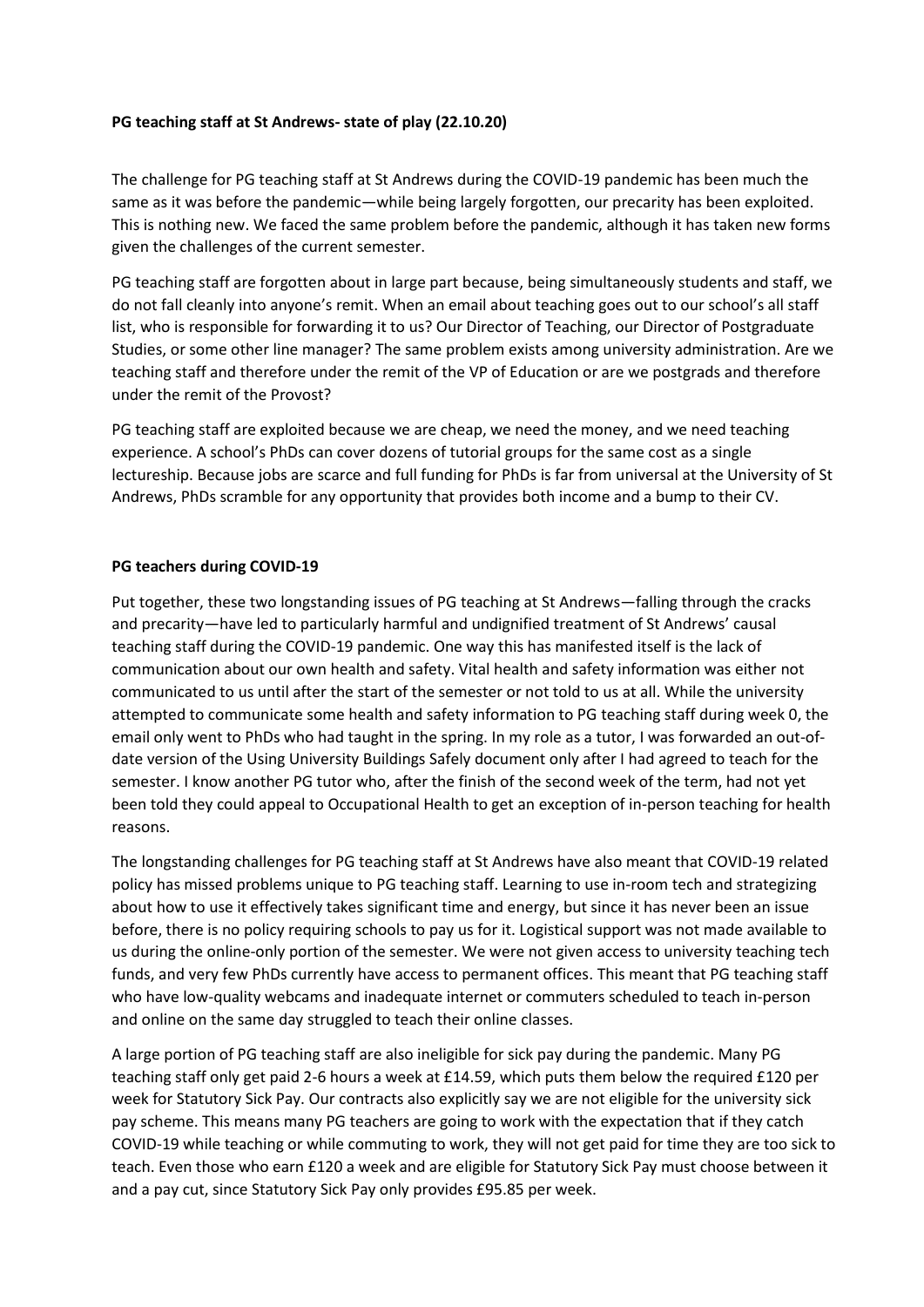**PG teaching staff at St Andrews- state of play (22.10.20)**

The challenge for PG teaching staff at St Andrews during the COVID-19 pandemic has been much the same as it was before the pandemic—while being largely forgotten, our precarity has been exploited. This is nothing new. We faced the same problem before the pandemic, although it has taken new forms given the challenges of the current semester.

PG teaching staff are forgotten about in large part because, being simultaneously students and staff, we do not fall cleanly into anyone's remit. When an email about teaching goes out to our school's all staff list, who is responsible for forwarding it to us? Our Director of Teaching, our Director of Postgraduate Studies, or some other line manager? The same problem exists among university administration. Are we teaching staff and therefore under the remit of the VP of Education or are we postgrads and therefore under the remit of the Provost?

PG teaching staff are exploited because we are cheap, we need the money, and we need teaching experience. A school's PhDs can cover dozens of tutorial groups for the same cost as a single lectureship. Because jobs are scarce and full funding for PhDs is far from universal at the University of St Andrews, PhDs scramble for any opportunity that provides both income and a bump to their CV.

**PG teachers during COVID-19**

Put together, these two longstanding issues of PG teaching at St Andrews—falling through the cracks and precarity—have led to particularly harmful and undignified treatment of St Andrews' causal teaching staff during the COVID-19 pandemic. One way this has manifested itself is the lack of communication about our own health and safety. Vital health and safety information was either not communicated to us until after the start of the semester or not told to us at all. While the university attempted to communicate some health and safety information to PG teaching staff during week 0, the email only went to PhDs who had taught in the spring. In my role as a tutor, I was forwarded an out-of-date version of the Using University Buildings Safely document only after I had agreed to teach for the semester. I know another PG tutor who, after the finish of the second week of the term, had not yet been told they could appeal to Occupational Health to get an exception of in-person teaching for health reasons.

The longstanding challenges for PG teaching staff at St Andrews have also meant that COVID-19 related policy has missed problems unique to PG teaching staff. Learning to use in-room tech and strategizing about how to use it effectively takes significant time and energy, but since it has never been an issue before, there is no policy requiring schools to pay us for it. Logistical support was not made available to us during the online-only portion of the semester. We were not given access to university teaching tech funds, and very few PhDs currently have access to permanent offices. This meant that PG teaching staff who have low-quality webcams and inadequate internet or commuters scheduled to teach in-person and online on the same day struggled to teach their online classes.

A large portion of PG teaching staff are also ineligible for sick pay during the pandemic. Many PG teaching staff only get paid 2-6 hours a week at £14.59, which puts them below the required £120 per week for Statutory Sick Pay. Our contracts also explicitly say we are not eligible for the university sick pay scheme. This means many PG teachers are going to work with the expectation that if they catch COVID-19 while teaching or while commuting to work, they will not get paid for time they are too sick to teach. Even those who earn £120 a week and are eligible for Statutory Sick Pay must choose between it and a pay cut, since Statutory Sick Pay only provides £95.85 per week.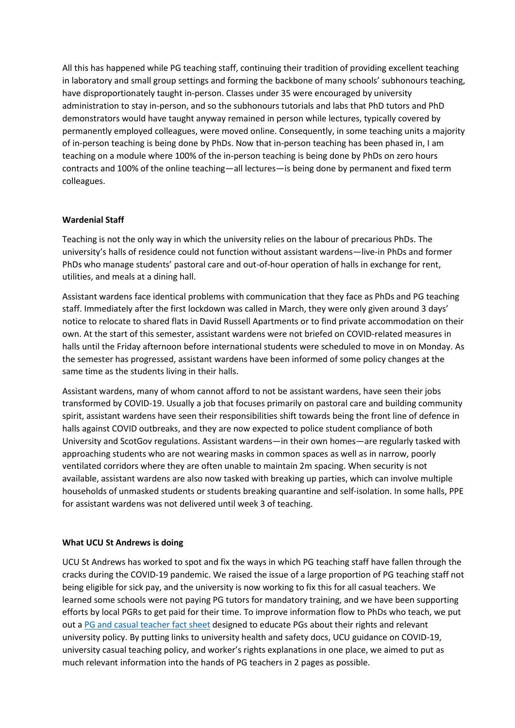All this has happened while PG teaching staff, continuing their tradition of providing excellent teaching in laboratory and small group settings and forming the backbone of many schools' subhonours teaching, have disproportionately taught in-person. Classes under 35 were encouraged by university administration to stay in-person, and so the subhonours tutorials and labs that PhD tutors and PhD demonstrators would have taught anyway remained in person while lectures, typically covered by permanently employed colleagues, were moved online. Consequently, in some teaching units a majority of in-person teaching is being done by PhDs. Now that in-person teaching has been phased in, I am teaching on a module where 100% of the in-person teaching is being done by PhDs on zero hours contracts and 100% of the online teaching—all lectures—is being done by permanent and fixed term colleagues.

**Wardenial Staff**

Teaching is not the only way in which the university relies on the labour of precarious PhDs. The university's halls of residence could not function without assistant wardens—live-in PhDs and former PhDs who manage students' pastoral care and out-of-hour operation of halls in exchange for rent, utilities, and meals at a dining hall.

Assistant wardens face identical problems with communication that they face as PhDs and PG teaching staff. Immediately after the first lockdown was called in March, they were only given around 3 days' notice to relocate to shared flats in David Russell Apartments or to find private accommodation on their own. At the start of this semester, assistant wardens were not briefed on COVID-related measures in halls until the Friday afternoon before international students were scheduled to move in on Monday. As the semester has progressed, assistant wardens have been informed of some policy changes at the same time as the students living in their halls.

Assistant wardens, many of whom cannot afford to not be assistant wardens, have seen their jobs transformed by COVID-19. Usually a job that focuses primarily on pastoral care and building community spirit, assistant wardens have seen their responsibilities shift towards being the front line of defence in halls against COVID outbreaks, and they are now expected to police student compliance of both University and ScotGov regulations. Assistant wardens—in their own homes—are regularly tasked with approaching students who are not wearing masks in common spaces as well as in narrow, poorly ventilated corridors where they are often unable to maintain 2m spacing. When security is not available, assistant wardens are also now tasked with breaking up parties, which can involve multiple households of unmasked students or students breaking quarantine and self-isolation. In some halls, PPE for assistant wardens was not delivered until week 3 of teaching.

**What UCU St Andrews is doing**

UCU St Andrews has worked to spot and fix the ways in which PG teaching staff have fallen through the cracks during the COVID-19 pandemic. We raised the issue of a large proportion of PG teaching staff not being eligible for sick pay, and the university is now working to fix this for all casual teachers. We learned some schools were not paying PG tutors for mandatory training, and we have been supporting efforts by local PGRs to get paid for their time. To improve information flow to PhDs who teach, we put out a PG and casual teacher fact sheet designed to educate PGs about their rights and relevant university policy. By putting links to university health and safety docs, UCU guidance on COVID-19, university casual teaching policy, and worker's rights explanations in one place, we aimed to put as much relevant information into the hands of PG teachers in 2 pages as possible.